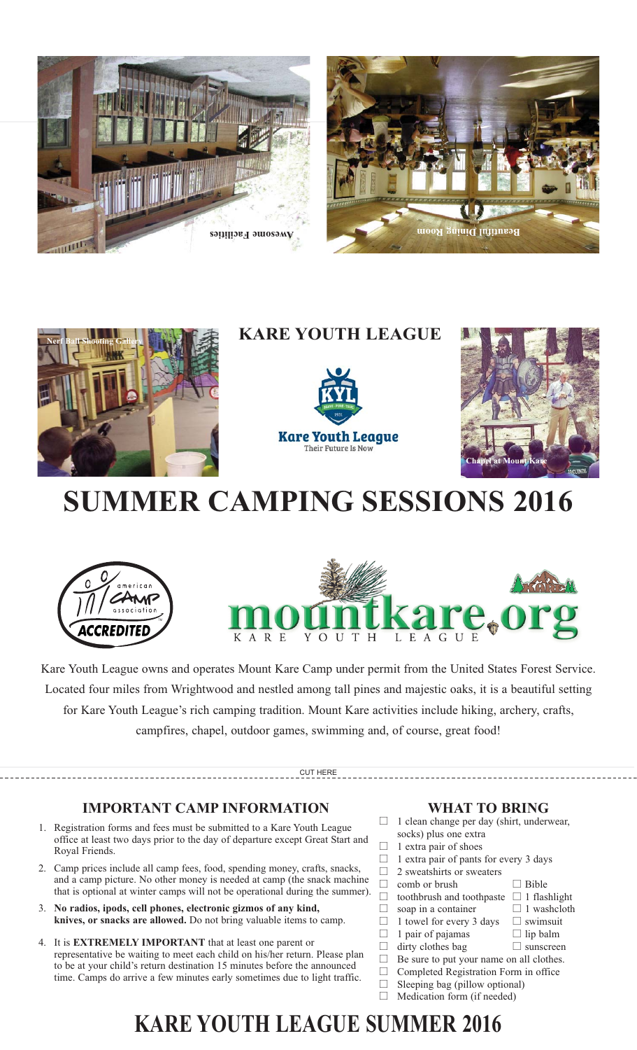Awesome Facilities

Beautiful Dining Room

Nerf Ball Shooting Gallery

## KARE YOUTH LEAGUE

Kare Youth League
Their Future Is Now

Chapel at Mount Kare

# SUMMER CAMPING SESSIONS 2016

american camp association ACCREDITED

mountkare.org
KARE YOUTH LEAGUE

Kare Youth League owns and operates Mount Kare Camp under permit from the United States Forest Service. Located four miles from Wrightwood and nestled among tall pines and majestic oaks, it is a beautiful setting for Kare Youth League's rich camping tradition. Mount Kare activities include hiking, archery, crafts, campfires, chapel, outdoor games, swimming and, of course, great food!

CUT HERE

## IMPORTANT CAMP INFORMATION

1. Registration forms and fees must be submitted to a Kare Youth League office at least two days prior to the day of departure except Great Start and Royal Friends.
2. Camp prices include all camp fees, food, spending money, crafts, snacks, and a camp picture. No other money is needed at camp (the snack machine that is optional at winter camps will not be operational during the summer).
3. **No radios, ipods, cell phones, electronic gizmos of any kind, knives, or snacks are allowed.** Do not bring valuable items to camp.
4. It is **EXTREMELY IMPORTANT** that at least one parent or representative be waiting to meet each child on his/her return. Please plan to be at your child's return destination 15 minutes before the announced time. Camps do arrive a few minutes early sometimes due to light traffic.

## WHAT TO BRING

- ☐ 1 clean change per day (shirt, underwear, socks) plus one extra
- ☐ 1 extra pair of shoes
- ☐ 1 extra pair of pants for every 3 days
- ☐ 2 sweatshirts or sweaters
- ☐ comb or brush
- ☐ toothbrush and toothpaste
- ☐ soap in a container
- ☐ 1 towel for every 3 days
- ☐ 1 pair of pajamas
- ☐ dirty clothes bag
- ☐ Bible
- ☐ 1 flashlight
- ☐ 1 washcloth
- ☐ swimsuit
- ☐ lip balm
- ☐ sunscreen
- ☐ Be sure to put your name on all clothes.
- ☐ Completed Registration Form in office
- ☐ Sleeping bag (pillow optional)
- ☐ Medication form (if needed)

# KARE YOUTH LEAGUE SUMMER 2016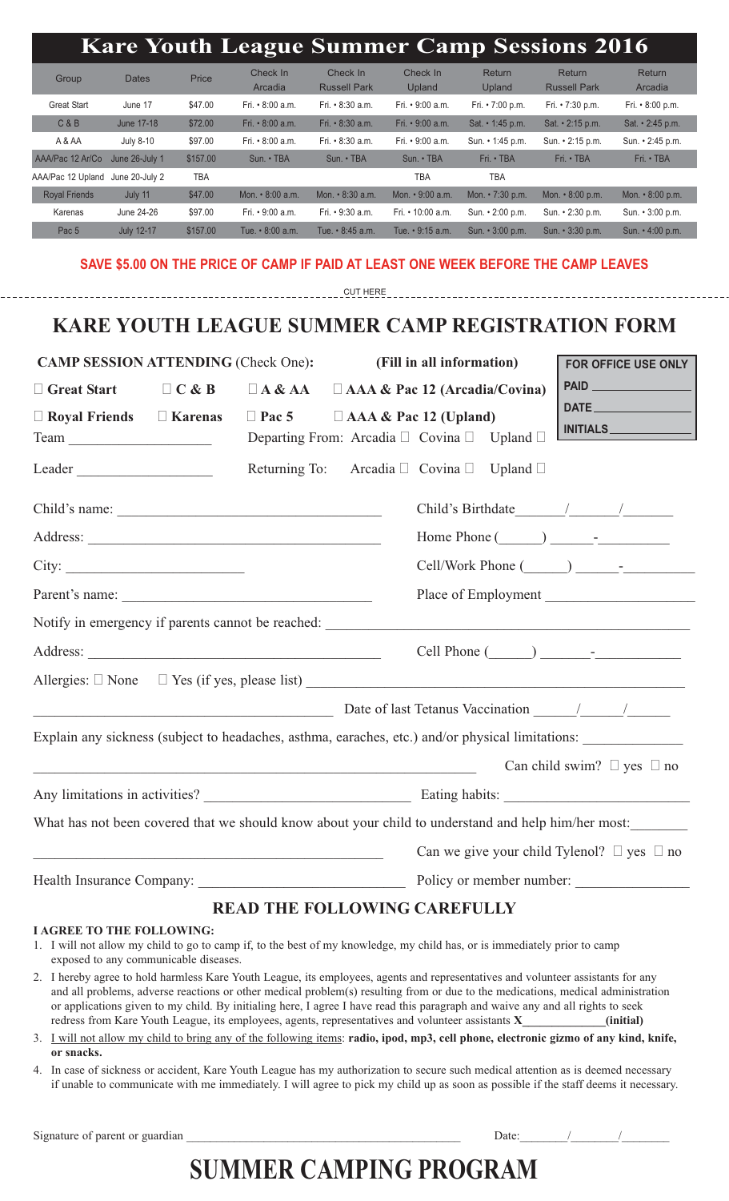# Kare Youth League Summer Camp Sessions 2016

| Group | Dates | Price | Check In Arcadia | Check In Russell Park | Check In Upland | Return Upland | Return Russell Park | Return Arcadia |
|---|---|---|---|---|---|---|---|---|
| Great Start | June 17 | $47.00 | Fri. • 8:00 a.m. | Fri. • 8:30 a.m. | Fri. • 9:00 a.m. | Fri. • 7:00 p.m. | Fri. • 7:30 p.m. | Fri. • 8:00 p.m. |
| C & B | June 17-18 | $72.00 | Fri. • 8:00 a.m. | Fri. • 8:30 a.m. | Fri. • 9:00 a.m. | Sat. • 1:45 p.m. | Sat. • 2:15 p.m. | Sat. • 2:45 p.m. |
| A & AA | July 8-10 | $97.00 | Fri. • 8:00 a.m. | Fri. • 8:30 a.m. | Fri. • 9:00 a.m. | Sun. • 1:45 p.m. | Sun. • 2:15 p.m. | Sun. • 2:45 p.m. |
| AAA/Pac 12 Ar/Co | June 26-July 1 | $157.00 | Sun. • TBA | Sun. • TBA | Sun. • TBA | Fri. • TBA | Fri. • TBA | Fri. • TBA |
| AAA/Pac 12 Upland | June 20-July 2 | TBA | | | TBA | TBA | | |
| Royal Friends | July 11 | $47.00 | Mon. • 8:00 a.m. | Mon. • 8:30 a.m. | Mon. • 9:00 a.m. | Mon. • 7:30 p.m. | Mon. • 8:00 p.m. | Mon. • 8:00 p.m. |
| Karenas | June 24-26 | $97.00 | Fri. • 9:00 a.m. | Fri. • 9:30 a.m. | Fri. • 10:00 a.m. | Sun. • 2:00 p.m. | Sun. • 2:30 p.m. | Sun. • 3:00 p.m. |
| Pac 5 | July 12-17 | $157.00 | Tue. • 8:00 a.m. | Tue. • 8:45 a.m. | Tue. • 9:15 a.m. | Sun. • 3:00 p.m. | Sun. • 3:30 p.m. | Sun. • 4:00 p.m. |

**SAVE $5.00 ON THE PRICE OF CAMP IF PAID AT LEAST ONE WEEK BEFORE THE CAMP LEAVES**

CUT HERE

# KARE YOUTH LEAGUE SUMMER CAMP REGISTRATION FORM

**CAMP SESSION ATTENDING** (Check One): **(Fill in all information)**

**FOR OFFICE USE ONLY**
PAID ______________
DATE ______________
INITIALS ______________

☐ **Great Start** ☐ **C & B** ☐ **A & AA** ☐ **AAA & Pac 12 (Arcadia/Covina)**

☐ **Royal Friends** ☐ **Karenas** ☐ **Pac 5** ☐ **AAA & Pac 12 (Upland)**

Team ____________________ Departing From: Arcadia ☐ Covina ☐ Upland ☐

Leader ____________________ Returning To: Arcadia ☐ Covina ☐ Upland ☐

Child's name: ______________________________ Child's Birthdate ______/______/______

Address: ______________________________ Home Phone (______) ______-__________

City: ____________________ Cell/Work Phone (______) ______-__________

Parent's name: ______________________________ Place of Employment ____________________

Notify in emergency if parents cannot be reached: ______________________________

Address: ______________________________ Cell Phone (______) ______-__________

Allergies: ☐ None ☐ Yes (if yes, please list) ______________________________

______________________________ Date of last Tetanus Vaccination ______/______/______

Explain any sickness (subject to headaches, asthma, earaches, etc.) and/or physical limitations: ______________

______________________________ Can child swim? ☐ yes ☐ no

Any limitations in activities? ______________________________ Eating habits: ______________________________

What has not been covered that we should know about your child to understand and help him/her most: ________

______________________________ Can we give your child Tylenol? ☐ yes ☐ no

Health Insurance Company: ______________________________ Policy or member number: ________________

## READ THE FOLLOWING CAREFULLY

**I AGREE TO THE FOLLOWING:**

1. I will not allow my child to go to camp if, to the best of my knowledge, my child has, or is immediately prior to camp exposed to any communicable diseases.
2. I hereby agree to hold harmless Kare Youth League, its employees, agents and representatives and volunteer assistants for any and all problems, adverse reactions or other medical problem(s) resulting from or due to the medications, medical administration or applications given to my child. By initialing here, I agree I have read this paragraph and waive any and all rights to seek redress from Kare Youth League, its employees, agents, representatives and volunteer assistants **X______________(initial)**
3. I will not allow my child to bring any of the following items: **radio, ipod, mp3, cell phone, electronic gizmo of any kind, knife, or snacks.**
4. In case of sickness or accident, Kare Youth League has my authorization to secure such medical attention as is deemed necessary if unable to communicate with me immediately. I will agree to pick my child up as soon as possible if the staff deems it necessary.

Signature of parent or guardian ______________________________ Date: ________/________/________

# SUMMER CAMPING PROGRAM